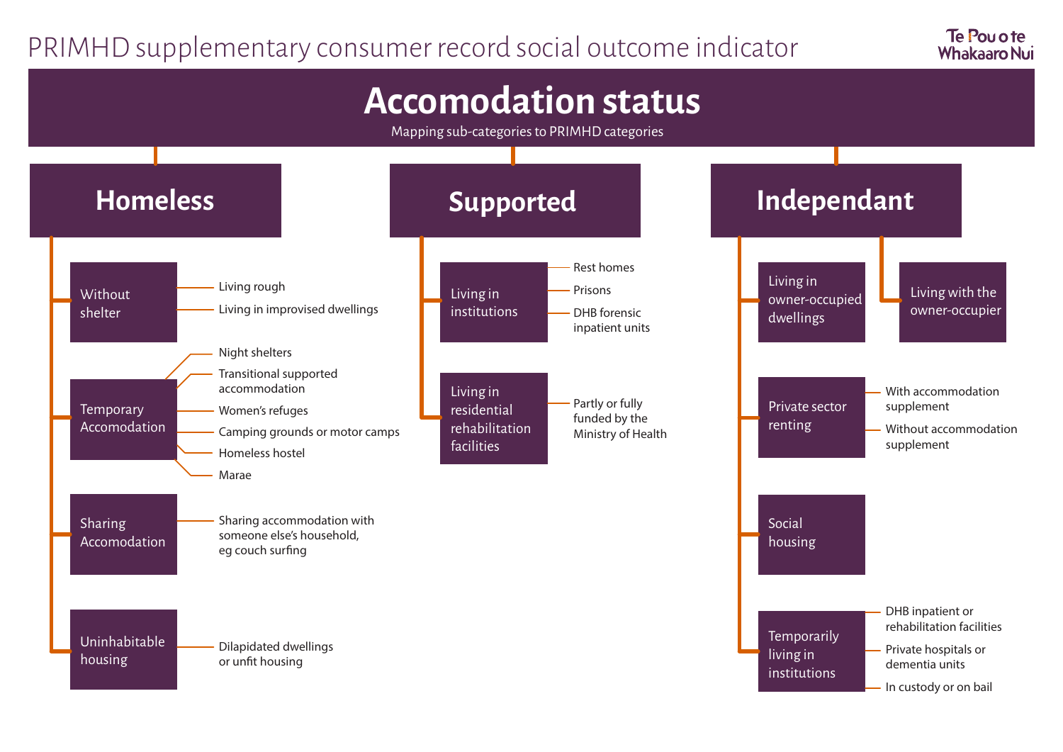# PRIMHD supplementary consumer record social outcome indicator

Te Pou o te Whakaaro Nui

## Accomodation status

Mapping sub-categories to PRIMHD categories

### Homeless

- **Without shelter**
  - Living rough
  - Living in improvised dwellings
- **Temporary Accomodation**
  - Night shelters
  - Transitional supported accommodation
  - Women's refuges
  - Camping grounds or motor camps
  - Homeless hostel
  - Marae
- **Sharing Accomodation**
  - Sharing accommodation with someone else's household, eg couch surfing
- **Uninhabitable housing**
  - Dilapidated dwellings or unfit housing

### Supported

- **Living in institutions**
  - Rest homes
  - Prisons
  - DHB forensic inpatient units
- **Living in residential rehabilitation facilities**
  - Partly or fully funded by the Ministry of Health

### Independant

- **Living in owner-occupied dwellings**
- **Living with the owner-occupier**
- **Private sector renting**
  - With accommodation supplement
  - Without accommodation supplement
- **Social housing**
- **Temporarily living in institutions**
  - DHB inpatient or rehabilitation facilities
  - Private hospitals or dementia units
  - In custody or on bail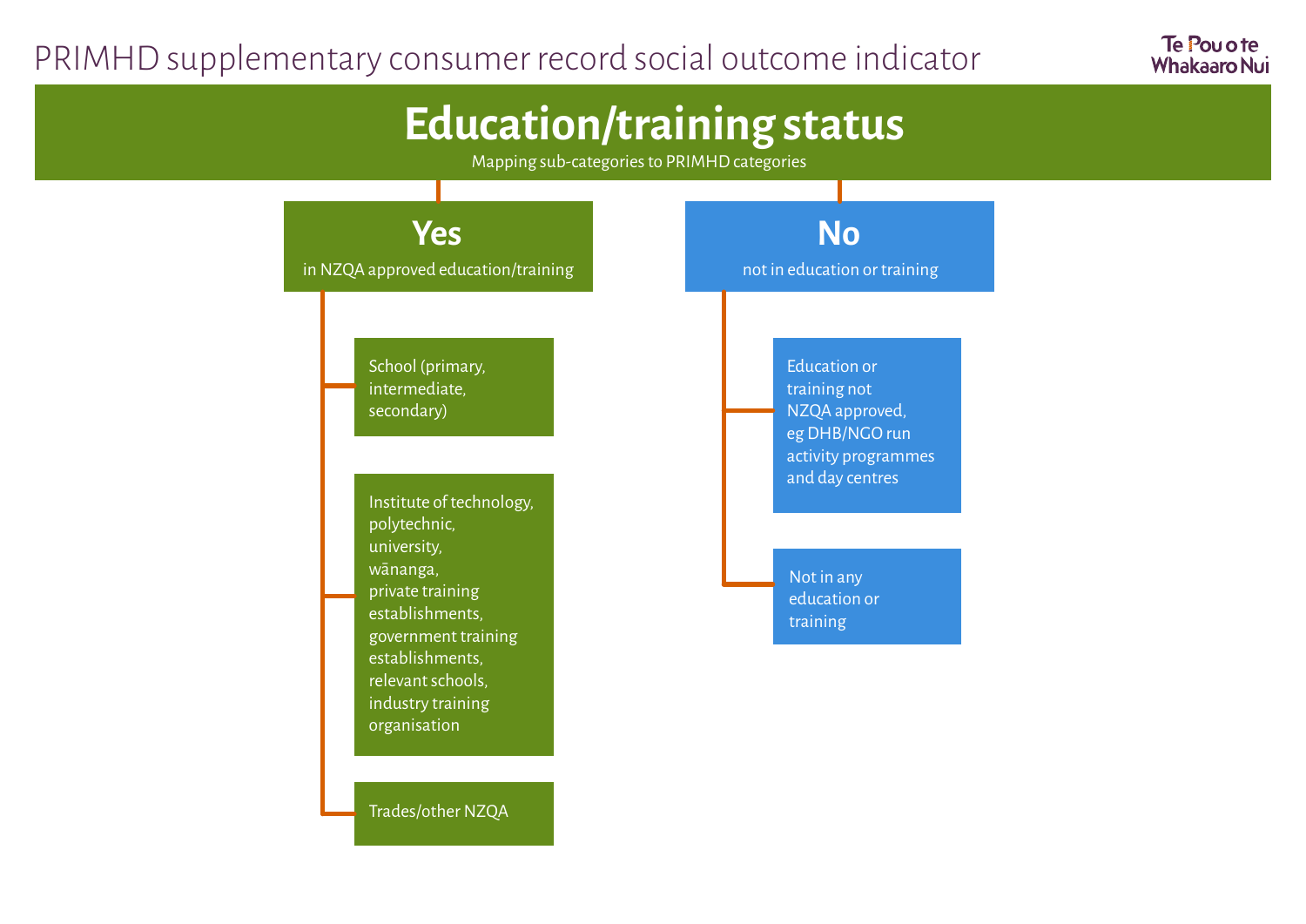PRIMHD supplementary consumer record social outcome indicator

Te Pou o te Whakaaro Nui

# Education/training status

Mapping sub-categories to PRIMHD categories

## Yes

in NZQA approved education/training

- School (primary, intermediate, secondary)
- Institute of technology, polytechnic, university, wānanga, private training establishments, government training establishments, relevant schools, industry training organisation
- Trades/other NZQA

## No

not in education or training

- Education or training not NZQA approved, eg DHB/NGO run activity programmes and day centres
- Not in any education or training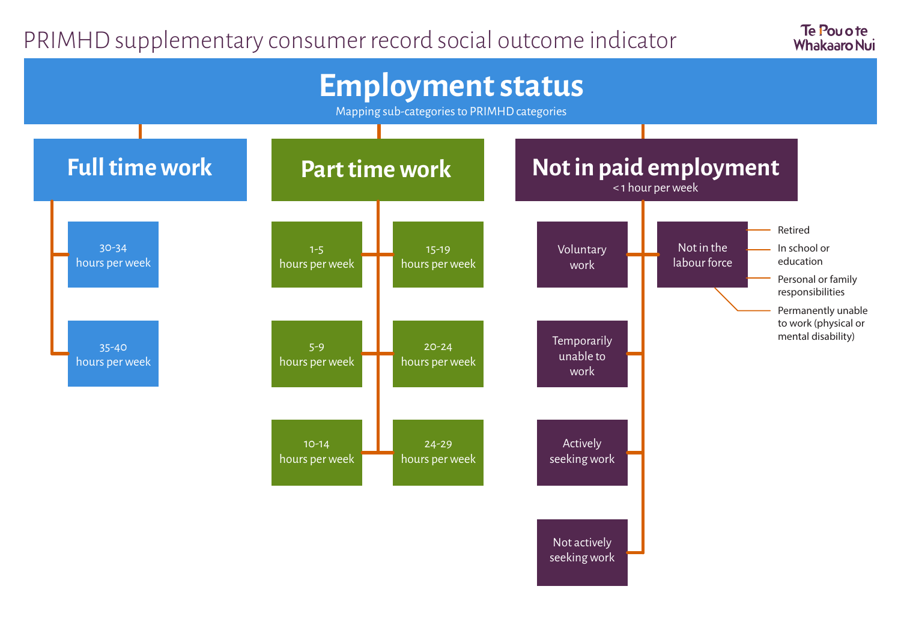PRIMHD supplementary consumer record social outcome indicator

# Employment status

Mapping sub-categories to PRIMHD categories

## Full time work

- 30-34 hours per week
- 35-40 hours per week

## Part time work

- 1-5 hours per week
- 5-9 hours per week
- 10-14 hours per week
- 15-19 hours per week
- 20-24 hours per week
- 24-29 hours per week

## Not in paid employment

< 1 hour per week

- Voluntary work
- Temporarily unable to work
- Actively seeking work
- Not actively seeking work
- Not in the labour force
  - Retired
  - In school or education
  - Personal or family responsibilities
  - Permanently unable to work (physical or mental disability)